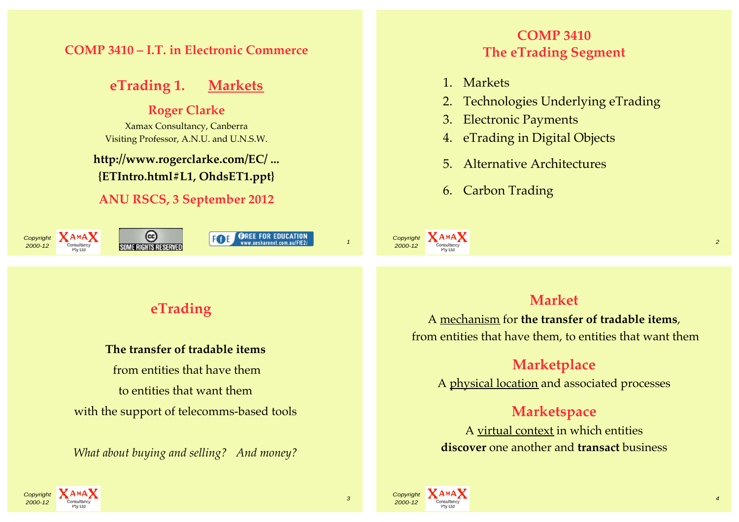# COMP 3410 – I.T. in Electronic Commerce

## eTrading 1. Markets

**Roger Clarke**

Xamax Consultancy, Canberra
Visiting Professor, A.N.U. and U.N.S.W.

**http://www.rogerclarke.com/EC/ ...**
**{ETIntro.html#L1, OhdsET1.ppt}**

**ANU RSCS, 3 September 2012**

# COMP 3410
## The eTrading Segment

1. Markets
2. Technologies Underlying eTrading
3. Electronic Payments
4. eTrading in Digital Objects
5. Alternative Architectures
6. Carbon Trading

# eTrading

**The transfer of tradable items**
from entities that have them
to entities that want them
with the support of telecomms-based tools

*What about buying and selling? And money?*

# Market

A mechanism for **the transfer of tradable items**,
from entities that have them, to entities that want them

## Marketplace

A physical location and associated processes

## Marketspace

A virtual context in which entities **discover** one another and **transact** business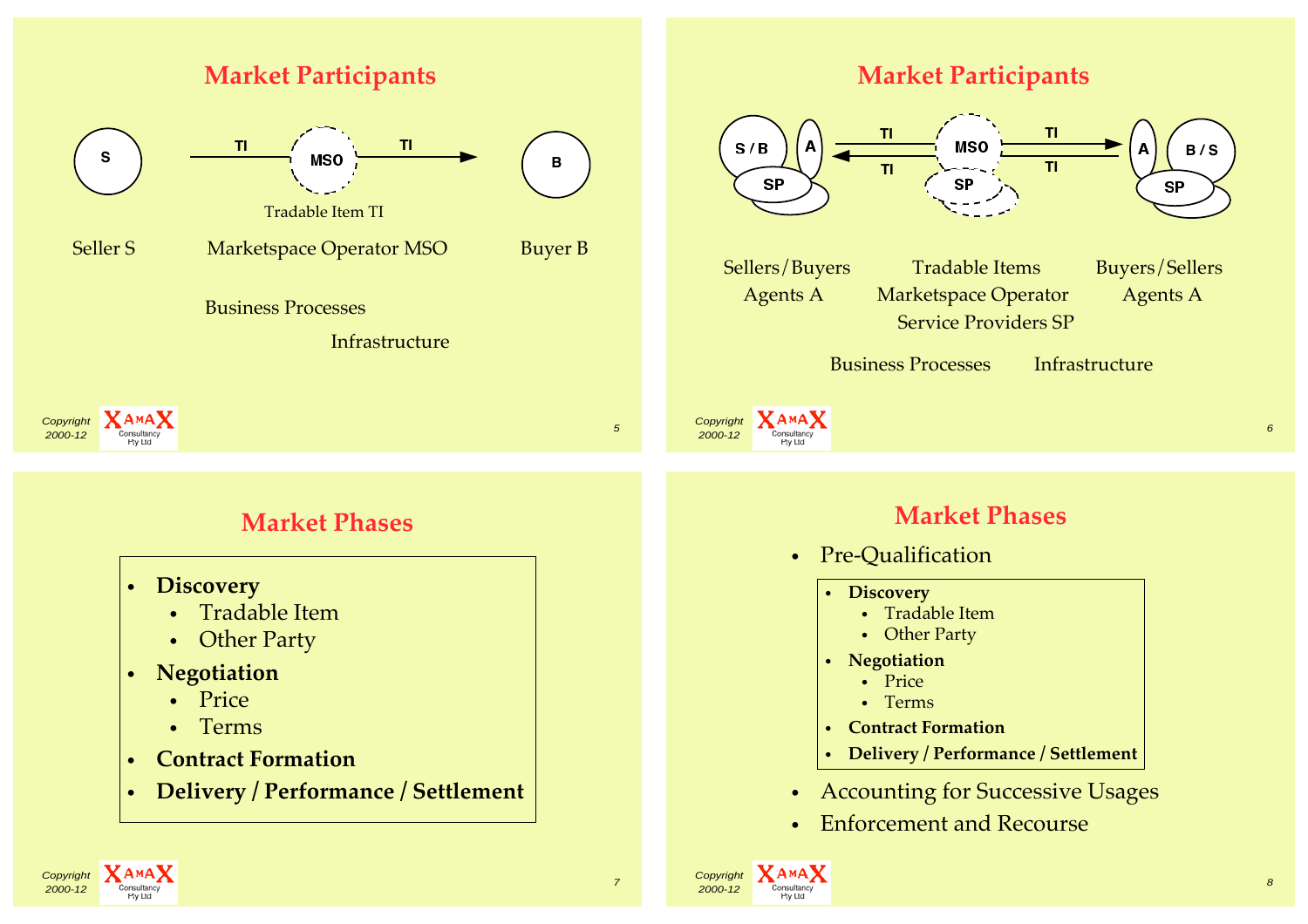## Market Participants

S — TI → MSO — TI → B

Tradable Item TI

Seller S　　Marketspace Operator MSO　　Buyer B

Business Processes

Infrastructure

## Market Participants

S / B, A, SP ⇄ TI ⇄ MSO, SP ⇄ TI ⇄ A, B / S, SP

Sellers/Buyers　　Tradable Items　　Buyers/Sellers

Agents A　　Marketspace Operator　　Agents A

Service Providers SP

Business Processes　　Infrastructure

## Market Phases

- **Discovery**
  - Tradable Item
  - Other Party
- **Negotiation**
  - Price
  - Terms
- **Contract Formation**
- **Delivery / Performance / Settlement**

## Market Phases

- Pre-Qualification
  - **Discovery**
    - Tradable Item
    - Other Party
  - **Negotiation**
    - Price
    - Terms
  - **Contract Formation**
  - **Delivery / Performance / Settlement**
- Accounting for Successive Usages
- Enforcement and Recourse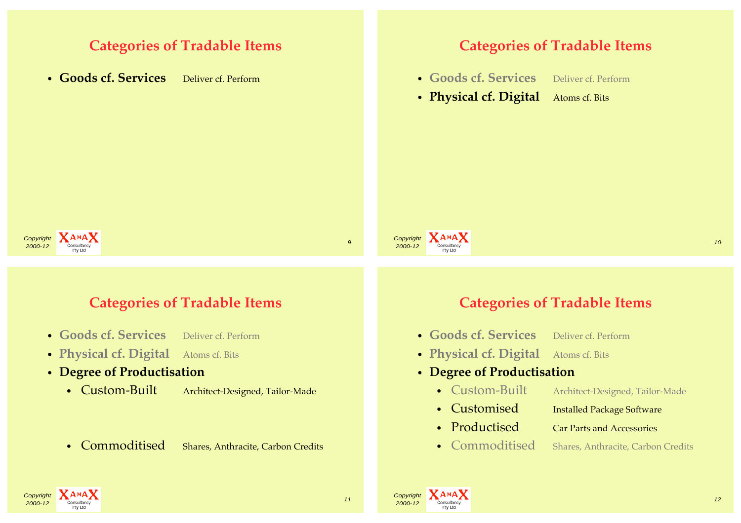## Categories of Tradable Items

- **Goods cf. Services** Deliver cf. Perform

## Categories of Tradable Items

- **Goods cf. Services** Deliver cf. Perform
- **Physical cf. Digital** Atoms cf. Bits

## Categories of Tradable Items

- **Goods cf. Services** Deliver cf. Perform
- **Physical cf. Digital** Atoms cf. Bits
- **Degree of Productisation**
  - Custom-Built Architect-Designed, Tailor-Made
  - Commoditised Shares, Anthracite, Carbon Credits

## Categories of Tradable Items

- **Goods cf. Services** Deliver cf. Perform
- **Physical cf. Digital** Atoms cf. Bits
- **Degree of Productisation**
  - Custom-Built Architect-Designed, Tailor-Made
  - Customised Installed Package Software
  - Productised Car Parts and Accessories
  - Commoditised Shares, Anthracite, Carbon Credits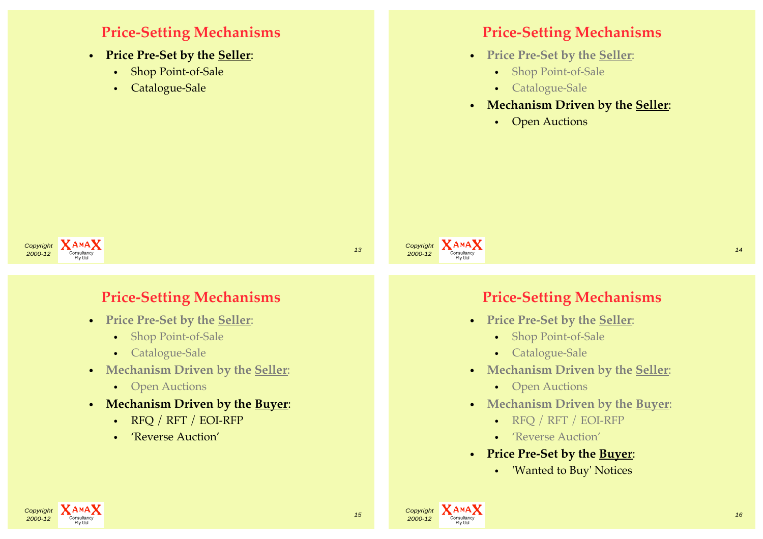## Price-Setting Mechanisms

- **Price Pre-Set by the Seller:**
  - Shop Point-of-Sale
  - Catalogue-Sale

## Price-Setting Mechanisms

- **Price Pre-Set by the Seller:**
  - Shop Point-of-Sale
  - Catalogue-Sale
- **Mechanism Driven by the Seller:**
  - Open Auctions

## Price-Setting Mechanisms

- **Price Pre-Set by the Seller:**
  - Shop Point-of-Sale
  - Catalogue-Sale
- **Mechanism Driven by the Seller:**
  - Open Auctions
- **Mechanism Driven by the Buyer:**
  - RFQ / RFT / EOI-RFP
  - 'Reverse Auction'

## Price-Setting Mechanisms

- **Price Pre-Set by the Seller:**
  - Shop Point-of-Sale
  - Catalogue-Sale
- **Mechanism Driven by the Seller:**
  - Open Auctions
- **Mechanism Driven by the Buyer:**
  - RFQ / RFT / EOI-RFP
  - 'Reverse Auction'
- **Price Pre-Set by the Buyer:**
  - 'Wanted to Buy' Notices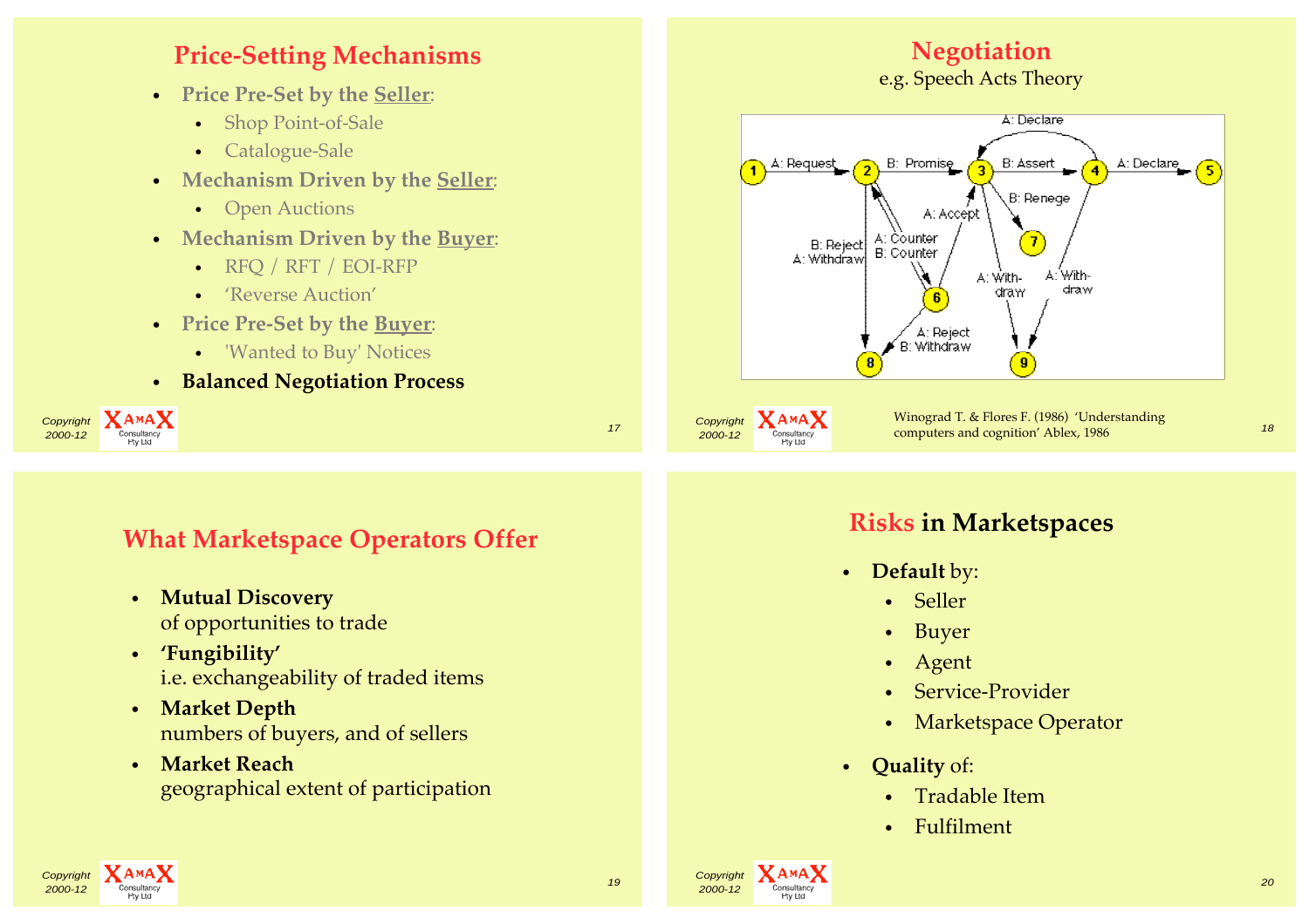## Price-Setting Mechanisms

- **Price Pre-Set by the Seller:**
  - Shop Point-of-Sale
  - Catalogue-Sale
- **Mechanism Driven by the Seller:**
  - Open Auctions
- **Mechanism Driven by the Buyer:**
  - RFQ / RFT / EOI-RFP
  - 'Reverse Auction'
- **Price Pre-Set by the Buyer:**
  - 'Wanted to Buy' Notices
- **Balanced Negotiation Process**

## Negotiation

e.g. Speech Acts Theory

1 → A: Request → 2
2 → B: Promise → 3
3 → B: Assert → 4
4 → A: Declare → 5
4 → A: Declare → 3
3 → B: Renege → 7
3 → A: Withdraw → 9
4 → A: Withdraw → 9
2 → A: Counter / B: Counter → 6
6 → A: Counter / B: Counter → 2
6 → A: Accept → 3
2 → B: Reject / A: Withdraw → 8
6 → A: Reject / B: Withdraw → 8

Winograd T. & Flores F. (1986) 'Understanding computers and cognition' Ablex, 1986

## What Marketspace Operators Offer

- **Mutual Discovery**
  of opportunities to trade
- **'Fungibility'**
  i.e. exchangeability of traded items
- **Market Depth**
  numbers of buyers, and of sellers
- **Market Reach**
  geographical extent of participation

## Risks in Marketspaces

- **Default** by:
  - Seller
  - Buyer
  - Agent
  - Service-Provider
  - Marketspace Operator
- **Quality** of:
  - Tradable Item
  - Fulfilment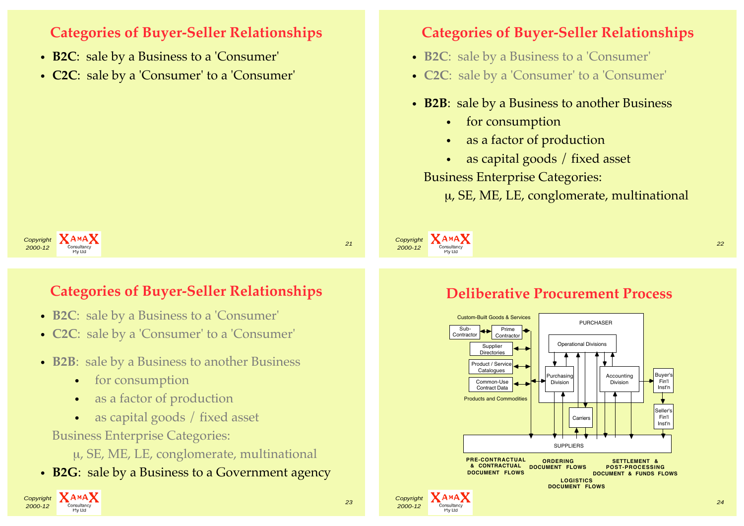## Categories of Buyer-Seller Relationships

- **B2C**: sale by a Business to a 'Consumer'
- **C2C**: sale by a 'Consumer' to a 'Consumer'

## Categories of Buyer-Seller Relationships

- **B2C**: sale by a Business to a 'Consumer'
- **C2C**: sale by a 'Consumer' to a 'Consumer'
- **B2B**: sale by a Business to another Business
  - for consumption
  - as a factor of production
  - as capital goods / fixed asset

  Business Enterprise Categories:

  μ, SE, ME, LE, conglomerate, multinational

## Categories of Buyer-Seller Relationships

- **B2C**: sale by a Business to a 'Consumer'
- **C2C**: sale by a 'Consumer' to a 'Consumer'
- **B2B**: sale by a Business to another Business
  - for consumption
  - as a factor of production
  - as capital goods / fixed asset

  Business Enterprise Categories:

  μ, SE, ME, LE, conglomerate, multinational
- **B2G**: sale by a Business to a Government agency

## Deliberative Procurement Process

Custom-Built Goods & Services

Sub-Contractor | Prime Contractor | Supplier Directories | Product / Service Catalogues | Common-Use Contract Data

Products and Commodities

PURCHASER: Operational Divisions, Purchasing Division, Accounting Division

Buyer's Fin'l Inst'n | Seller's Fin'l Inst'n | Carriers | SUPPLIERS

PRE-CONTRACTUAL & CONTRACTUAL DOCUMENT FLOWS | ORDERING DOCUMENT FLOWS | LOGISTICS DOCUMENT FLOWS | SETTLEMENT & POST-PROCESSING DOCUMENT & FUNDS FLOWS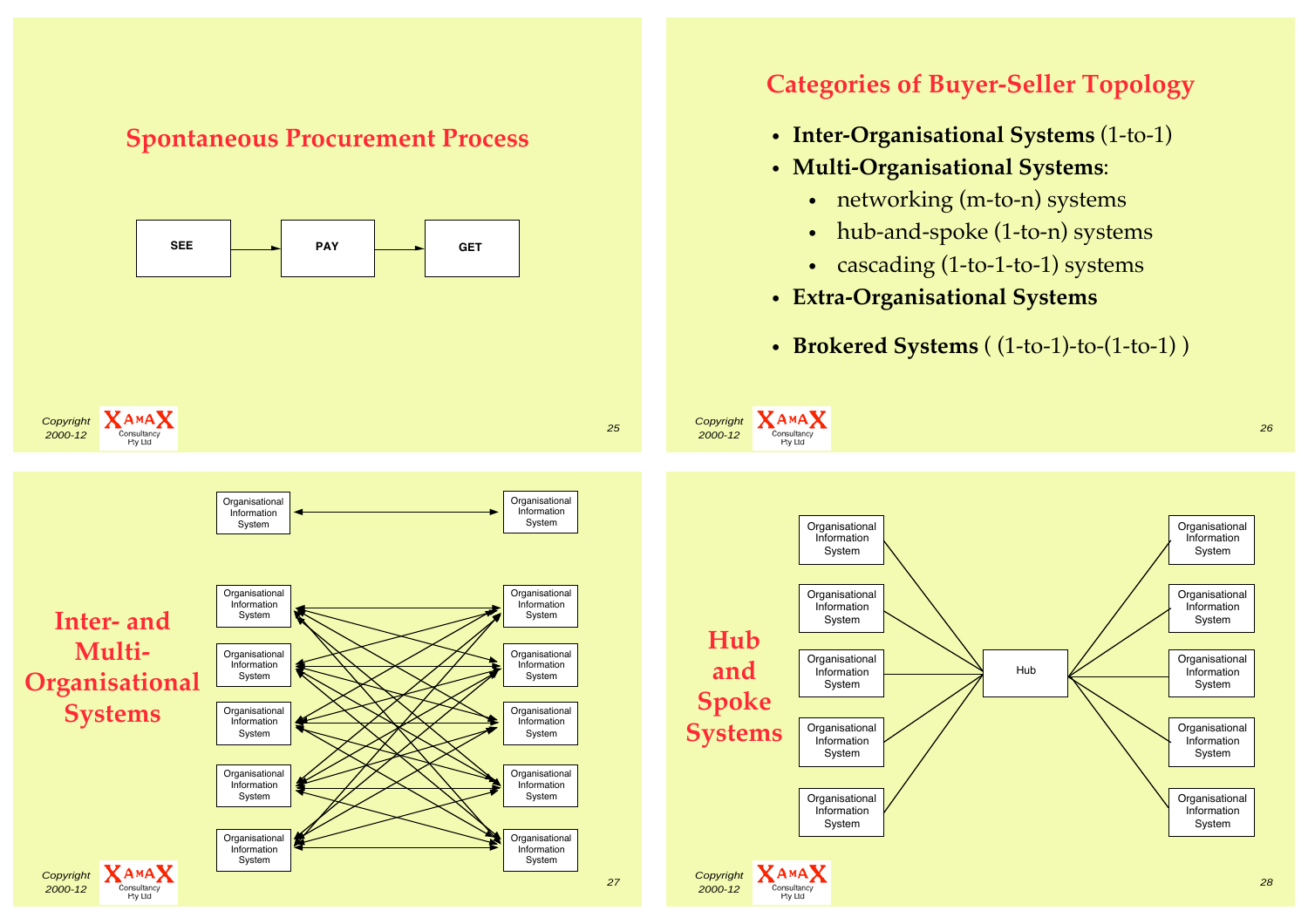## Spontaneous Procurement Process

SEE → PAY → GET

## Categories of Buyer-Seller Topology

- **Inter-Organisational Systems** (1-to-1)
- **Multi-Organisational Systems**:
  - networking (m-to-n) systems
  - hub-and-spoke (1-to-n) systems
  - cascading (1-to-1-to-1) systems
- **Extra-Organisational Systems**
- **Brokered Systems** ( (1-to-1)-to-(1-to-1) )

## Inter- and Multi-Organisational Systems

Organisational Information System ↔ Organisational Information System

| Organisational Information System | | Organisational Information System |
|---|---|---|
| Organisational Information System | ↔ (all-to-all) | Organisational Information System |
| Organisational Information System | | Organisational Information System |
| Organisational Information System | | Organisational Information System |
| Organisational Information System | | Organisational Information System |
| Organisational Information System | | Organisational Information System |

## Hub and Spoke Systems

| | | |
|---|---|---|
| Organisational Information System | | Organisational Information System |
| Organisational Information System | | Organisational Information System |
| Organisational Information System | Hub | Organisational Information System |
| Organisational Information System | | Organisational Information System |
| Organisational Information System | | Organisational Information System |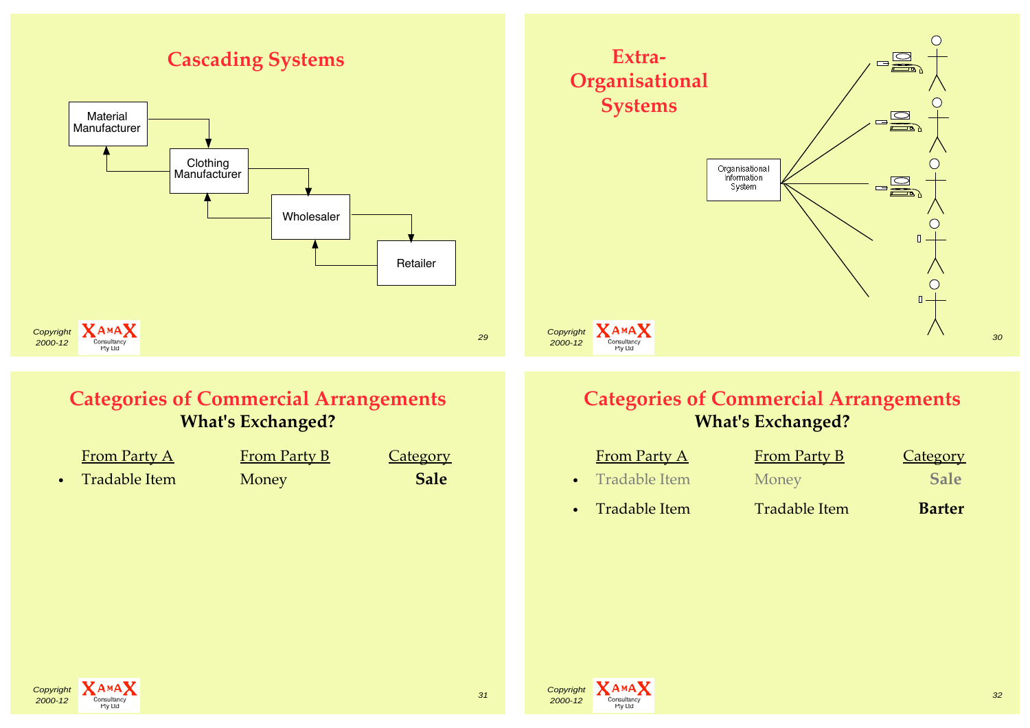# Cascading Systems

Material Manufacturer

Clothing Manufacturer

Wholesaler

Retailer

# Extra-Organisational Systems

Organisational Information System

# Categories of Commercial Arrangements

## What's Exchanged?

| From Party A | From Party B | Category |
|---|---|---|
| • Tradable Item | Money | **Sale** |

# Categories of Commercial Arrangements

## What's Exchanged?

| From Party A | From Party B | Category |
|---|---|---|
| • Tradable Item | Money | **Sale** |
| • Tradable Item | Tradable Item | **Barter** |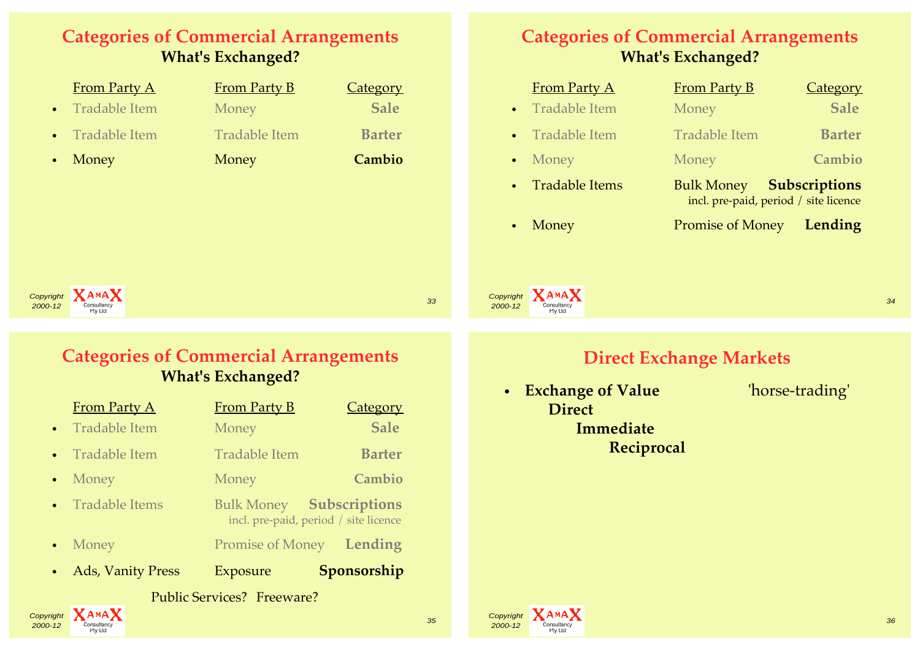## Categories of Commercial Arrangements
### What's Exchanged?

| From Party A | From Party B | Category |
|---|---|---|
| Tradable Item | Money | **Sale** |
| Tradable Item | Tradable Item | **Barter** |
| Money | Money | **Cambio** |

## Categories of Commercial Arrangements
### What's Exchanged?

| From Party A | From Party B | Category |
|---|---|---|
| Tradable Item | Money | **Sale** |
| Tradable Item | Tradable Item | **Barter** |
| Money | Money | **Cambio** |
| Tradable Items | Bulk Money | **Subscriptions** incl. pre-paid, period / site licence |
| Money | Promise of Money | **Lending** |

## Categories of Commercial Arrangements
### What's Exchanged?

| From Party A | From Party B | Category |
|---|---|---|
| Tradable Item | Money | **Sale** |
| Tradable Item | Tradable Item | **Barter** |
| Money | Money | **Cambio** |
| Tradable Items | Bulk Money | **Subscriptions** incl. pre-paid, period / site licence |
| Money | Promise of Money | **Lending** |
| Ads, Vanity Press | Exposure | **Sponsorship** |

Public Services? Freeware?

## Direct Exchange Markets

- **Exchange of Value** 'horse-trading'
  - **Direct**
    - **Immediate**
      - **Reciprocal**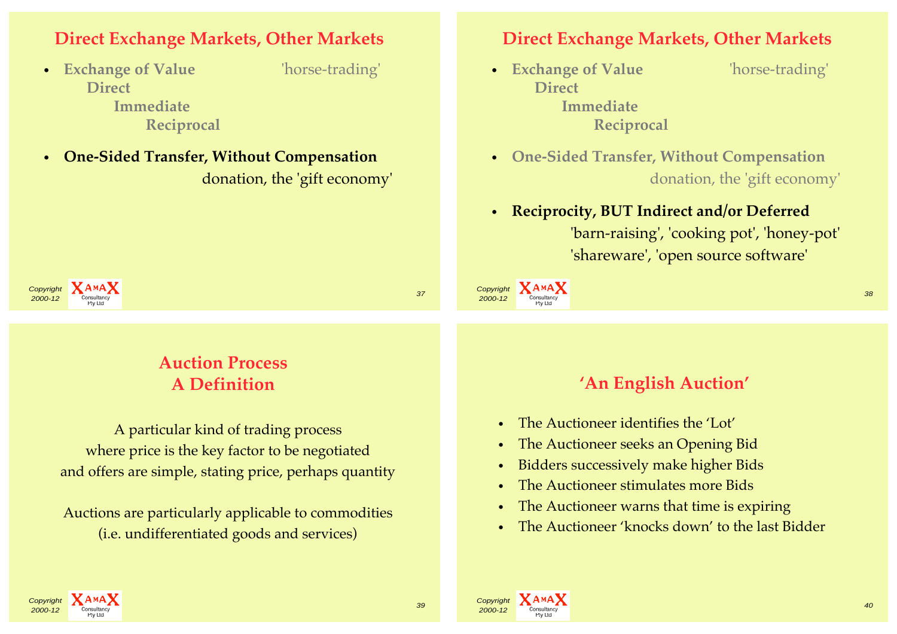## Direct Exchange Markets, Other Markets

- **Exchange of Value** 'horse-trading'
  - **Direct**
    - **Immediate**
      - **Reciprocal**
- **One-Sided Transfer, Without Compensation**
  donation, the 'gift economy'

## Direct Exchange Markets, Other Markets

- **Exchange of Value** 'horse-trading'
  - **Direct**
    - **Immediate**
      - **Reciprocal**
- **One-Sided Transfer, Without Compensation**
  donation, the 'gift economy'
- **Reciprocity, BUT Indirect and/or Deferred**
  'barn-raising', 'cooking pot', 'honey-pot'
  'shareware', 'open source software'

## Auction Process
## A Definition

A particular kind of trading process
where price is the key factor to be negotiated
and offers are simple, stating price, perhaps quantity

Auctions are particularly applicable to commodities
(i.e. undifferentiated goods and services)

## 'An English Auction'

- The Auctioneer identifies the 'Lot'
- The Auctioneer seeks an Opening Bid
- Bidders successively make higher Bids
- The Auctioneer stimulates more Bids
- The Auctioneer warns that time is expiring
- The Auctioneer 'knocks down' to the last Bidder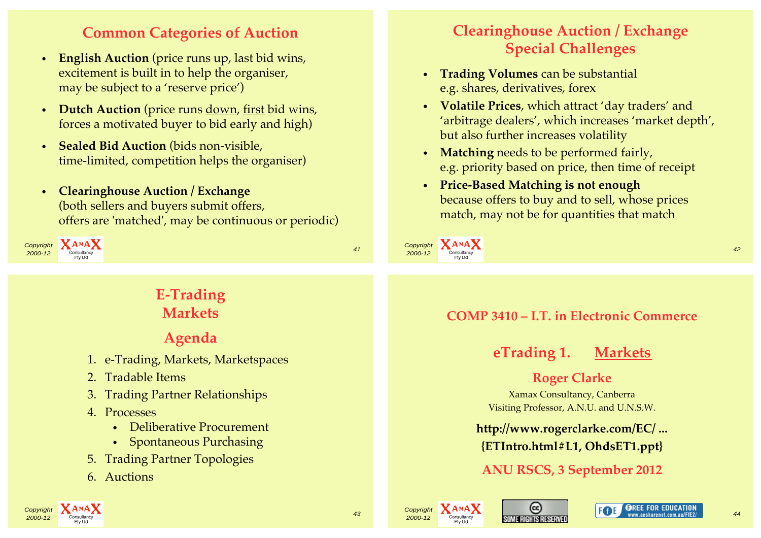## Common Categories of Auction

- **English Auction** (price runs up, last bid wins, excitement is built in to help the organiser, may be subject to a 'reserve price')
- **Dutch Auction** (price runs down, first bid wins, forces a motivated buyer to bid early and high)
- **Sealed Bid Auction** (bids non-visible, time-limited, competition helps the organiser)
- **Clearinghouse Auction / Exchange** (both sellers and buyers submit offers, offers are 'matched', may be continuous or periodic)

## Clearinghouse Auction / Exchange Special Challenges

- **Trading Volumes** can be substantial e.g. shares, derivatives, forex
- **Volatile Prices**, which attract 'day traders' and 'arbitrage dealers', which increases 'market depth', but also further increases volatility
- **Matching** needs to be performed fairly, e.g. priority based on price, then time of receipt
- **Price-Based Matching is not enough** because offers to buy and to sell, whose prices match, may not be for quantities that match

## E-Trading Markets

## Agenda

1. e-Trading, Markets, Marketspaces
2. Tradable Items
3. Trading Partner Relationships
4. Processes
   - Deliberative Procurement
   - Spontaneous Purchasing
5. Trading Partner Topologies
6. Auctions

## COMP 3410 – I.T. in Electronic Commerce

## eTrading 1. Markets

**Roger Clarke**

Xamax Consultancy, Canberra

Visiting Professor, A.N.U. and U.N.S.W.

**http://www.rogerclarke.com/EC/ ...**

**{ETIntro.html#L1, OhdsET1.ppt}**

**ANU RSCS, 3 September 2012**